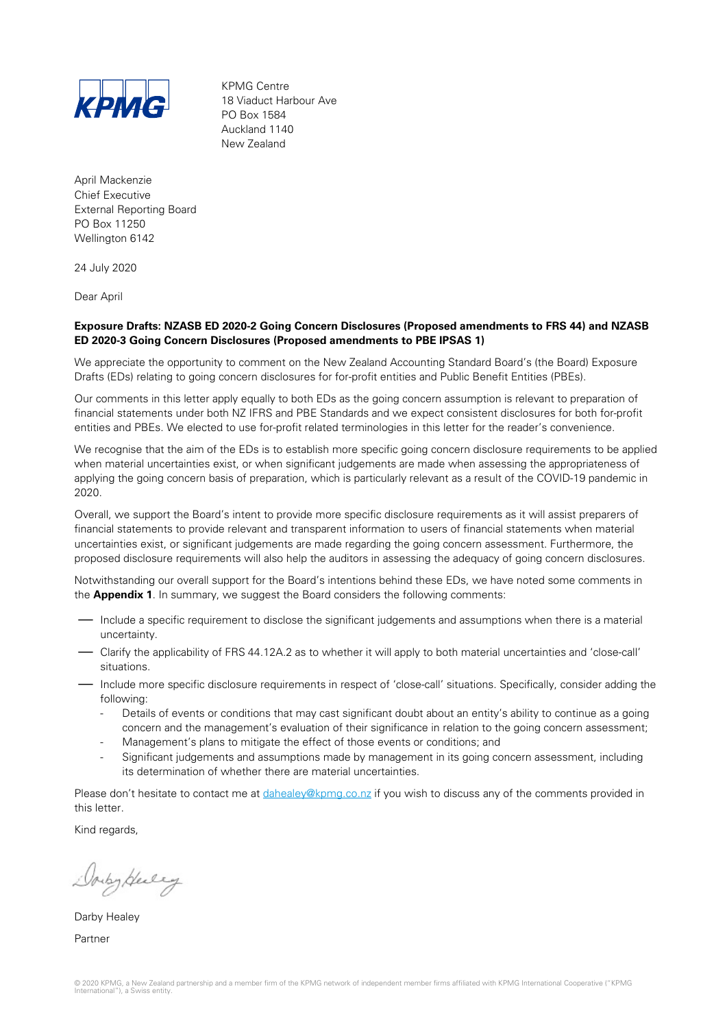KPMG

KPMG Centre
18 Viaduct Harbour Ave
PO Box 1584
Auckland 1140
New Zealand

April Mackenzie
Chief Executive
External Reporting Board
PO Box 11250
Wellington 6142

24 July 2020

Dear April

**Exposure Drafts: NZASB ED 2020-2 Going Concern Disclosures (Proposed amendments to FRS 44) and NZASB ED 2020-3 Going Concern Disclosures (Proposed amendments to PBE IPSAS 1)**

We appreciate the opportunity to comment on the New Zealand Accounting Standard Board's (the Board) Exposure Drafts (EDs) relating to going concern disclosures for for-profit entities and Public Benefit Entities (PBEs).

Our comments in this letter apply equally to both EDs as the going concern assumption is relevant to preparation of financial statements under both NZ IFRS and PBE Standards and we expect consistent disclosures for both for-profit entities and PBEs. We elected to use for-profit related terminologies in this letter for the reader's convenience.

We recognise that the aim of the EDs is to establish more specific going concern disclosure requirements to be applied when material uncertainties exist, or when significant judgements are made when assessing the appropriateness of applying the going concern basis of preparation, which is particularly relevant as a result of the COVID-19 pandemic in 2020.

Overall, we support the Board's intent to provide more specific disclosure requirements as it will assist preparers of financial statements to provide relevant and transparent information to users of financial statements when material uncertainties exist, or significant judgements are made regarding the going concern assessment. Furthermore, the proposed disclosure requirements will also help the auditors in assessing the adequacy of going concern disclosures.

Notwithstanding our overall support for the Board's intentions behind these EDs, we have noted some comments in the **Appendix 1**. In summary, we suggest the Board considers the following comments:

- Include a specific requirement to disclose the significant judgements and assumptions when there is a material uncertainty.
- Clarify the applicability of FRS 44.12A.2 as to whether it will apply to both material uncertainties and 'close-call' situations.
- Include more specific disclosure requirements in respect of 'close-call' situations. Specifically, consider adding the following:
  - Details of events or conditions that may cast significant doubt about an entity's ability to continue as a going concern and the management's evaluation of their significance in relation to the going concern assessment;
  - Management's plans to mitigate the effect of those events or conditions; and
  - Significant judgements and assumptions made by management in its going concern assessment, including its determination of whether there are material uncertainties.

Please don't hesitate to contact me at dahealey@kpmg.co.nz if you wish to discuss any of the comments provided in this letter.

Kind regards,

Darby Healey

Darby Healey
Partner

© 2020 KPMG, a New Zealand partnership and a member firm of the KPMG network of independent member firms affiliated with KPMG International Cooperative ("KPMG International"), a Swiss entity.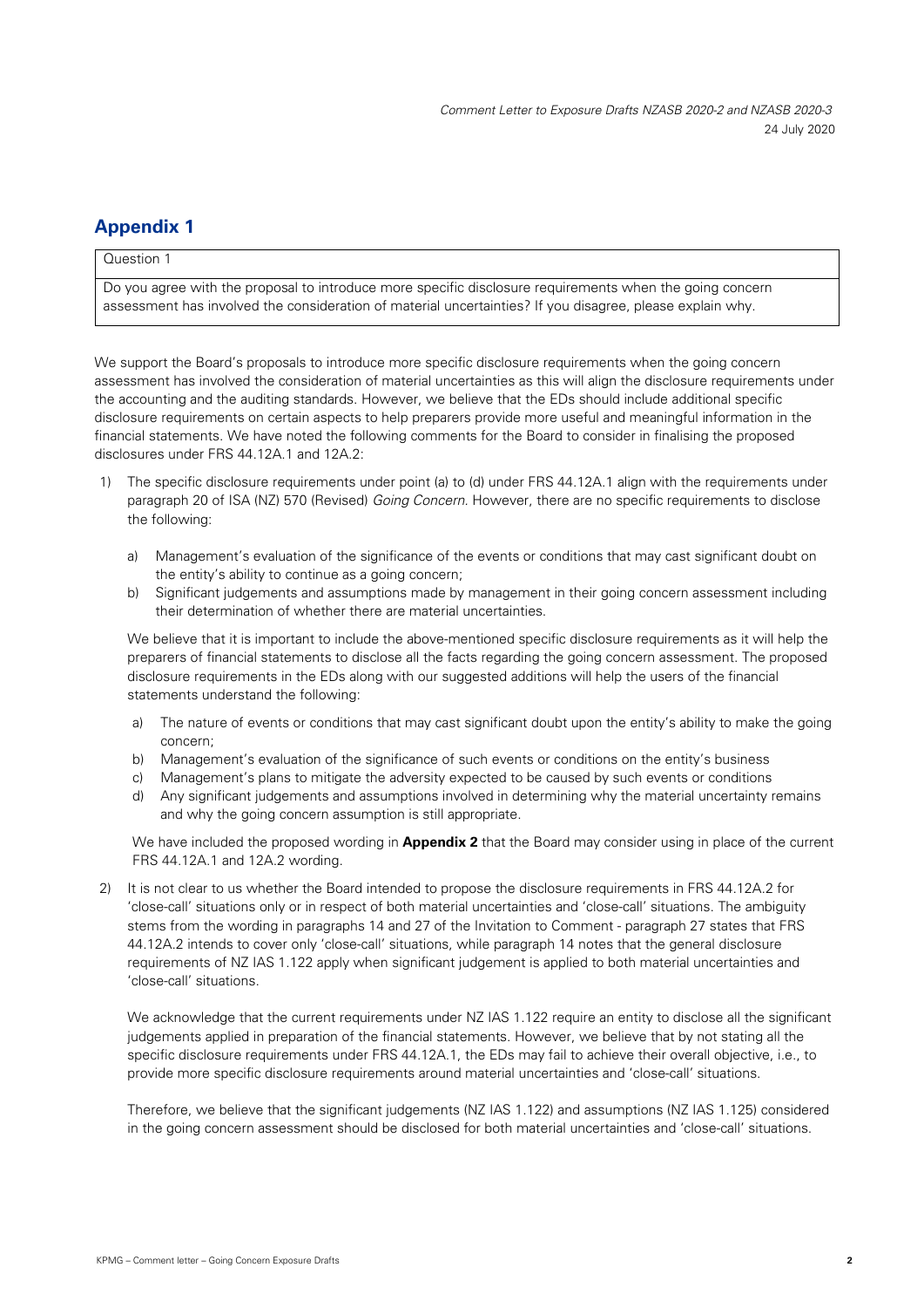## Appendix 1

| Question 1 |
| --- |
| Do you agree with the proposal to introduce more specific disclosure requirements when the going concern assessment has involved the consideration of material uncertainties? If you disagree, please explain why. |

We support the Board's proposals to introduce more specific disclosure requirements when the going concern assessment has involved the consideration of material uncertainties as this will align the disclosure requirements under the accounting and the auditing standards. However, we believe that the EDs should include additional specific disclosure requirements on certain aspects to help preparers provide more useful and meaningful information in the financial statements. We have noted the following comments for the Board to consider in finalising the proposed disclosures under FRS 44.12A.1 and 12A.2:

1) The specific disclosure requirements under point (a) to (d) under FRS 44.12A.1 align with the requirements under paragraph 20 of ISA (NZ) 570 (Revised) *Going Concern*. However, there are no specific requirements to disclose the following:

   a) Management's evaluation of the significance of the events or conditions that may cast significant doubt on the entity's ability to continue as a going concern;
   b) Significant judgements and assumptions made by management in their going concern assessment including their determination of whether there are material uncertainties.

   We believe that it is important to include the above-mentioned specific disclosure requirements as it will help the preparers of financial statements to disclose all the facts regarding the going concern assessment. The proposed disclosure requirements in the EDs along with our suggested additions will help the users of the financial statements understand the following:

   a) The nature of events or conditions that may cast significant doubt upon the entity's ability to make the going concern;
   b) Management's evaluation of the significance of such events or conditions on the entity's business
   c) Management's plans to mitigate the adversity expected to be caused by such events or conditions
   d) Any significant judgements and assumptions involved in determining why the material uncertainty remains and why the going concern assumption is still appropriate.

   We have included the proposed wording in **Appendix 2** that the Board may consider using in place of the current FRS 44.12A.1 and 12A.2 wording.

2) It is not clear to us whether the Board intended to propose the disclosure requirements in FRS 44.12A.2 for 'close-call' situations only or in respect of both material uncertainties and 'close-call' situations. The ambiguity stems from the wording in paragraphs 14 and 27 of the Invitation to Comment - paragraph 27 states that FRS 44.12A.2 intends to cover only 'close-call' situations, while paragraph 14 notes that the general disclosure requirements of NZ IAS 1.122 apply when significant judgement is applied to both material uncertainties and 'close-call' situations.

   We acknowledge that the current requirements under NZ IAS 1.122 require an entity to disclose all the significant judgements applied in preparation of the financial statements. However, we believe that by not stating all the specific disclosure requirements under FRS 44.12A.1, the EDs may fail to achieve their overall objective, i.e., to provide more specific disclosure requirements around material uncertainties and 'close-call' situations.

   Therefore, we believe that the significant judgements (NZ IAS 1.122) and assumptions (NZ IAS 1.125) considered in the going concern assessment should be disclosed for both material uncertainties and 'close-call' situations.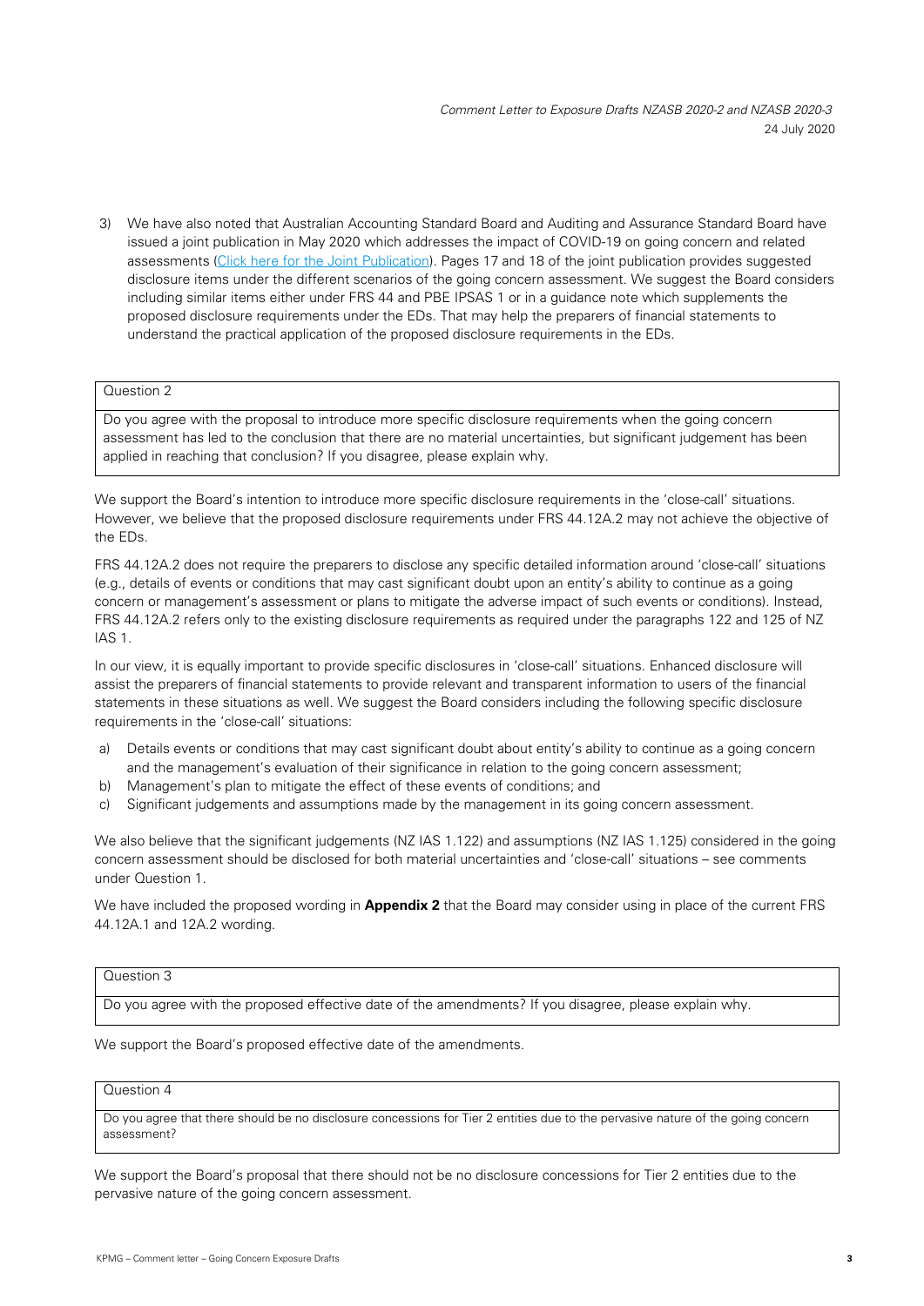3) We have also noted that Australian Accounting Standard Board and Auditing and Assurance Standard Board have issued a joint publication in May 2020 which addresses the impact of COVID-19 on going concern and related assessments (Click here for the Joint Publication). Pages 17 and 18 of the joint publication provides suggested disclosure items under the different scenarios of the going concern assessment. We suggest the Board considers including similar items either under FRS 44 and PBE IPSAS 1 or in a guidance note which supplements the proposed disclosure requirements under the EDs. That may help the preparers of financial statements to understand the practical application of the proposed disclosure requirements in the EDs.

| Question 2 |
| --- |
| Do you agree with the proposal to introduce more specific disclosure requirements when the going concern assessment has led to the conclusion that there are no material uncertainties, but significant judgement has been applied in reaching that conclusion? If you disagree, please explain why. |

We support the Board's intention to introduce more specific disclosure requirements in the 'close-call' situations. However, we believe that the proposed disclosure requirements under FRS 44.12A.2 may not achieve the objective of the EDs.

FRS 44.12A.2 does not require the preparers to disclose any specific detailed information around 'close-call' situations (e.g., details of events or conditions that may cast significant doubt upon an entity's ability to continue as a going concern or management's assessment or plans to mitigate the adverse impact of such events or conditions). Instead, FRS 44.12A.2 refers only to the existing disclosure requirements as required under the paragraphs 122 and 125 of NZ IAS 1.

In our view, it is equally important to provide specific disclosures in 'close-call' situations. Enhanced disclosure will assist the preparers of financial statements to provide relevant and transparent information to users of the financial statements in these situations as well. We suggest the Board considers including the following specific disclosure requirements in the 'close-call' situations:

a) Details events or conditions that may cast significant doubt about entity's ability to continue as a going concern and the management's evaluation of their significance in relation to the going concern assessment;
b) Management's plan to mitigate the effect of these events of conditions; and
c) Significant judgements and assumptions made by the management in its going concern assessment.

We also believe that the significant judgements (NZ IAS 1.122) and assumptions (NZ IAS 1.125) considered in the going concern assessment should be disclosed for both material uncertainties and 'close-call' situations – see comments under Question 1.

We have included the proposed wording in **Appendix 2** that the Board may consider using in place of the current FRS 44.12A.1 and 12A.2 wording.

| Question 3 |
| --- |
| Do you agree with the proposed effective date of the amendments? If you disagree, please explain why. |

We support the Board's proposed effective date of the amendments.

| Question 4 |
| --- |
| Do you agree that there should be no disclosure concessions for Tier 2 entities due to the pervasive nature of the going concern assessment? |

We support the Board's proposal that there should not be no disclosure concessions for Tier 2 entities due to the pervasive nature of the going concern assessment.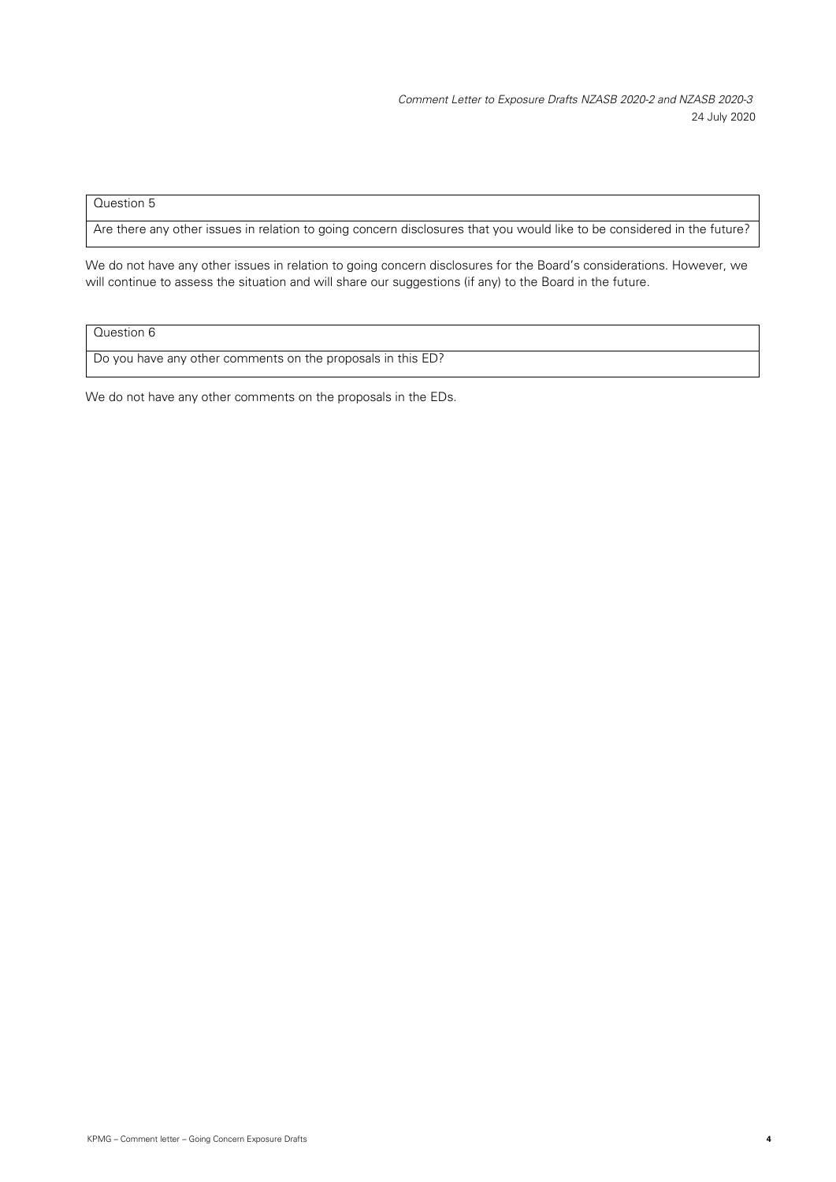| Question 5 |
| --- |
| Are there any other issues in relation to going concern disclosures that you would like to be considered in the future? |

We do not have any other issues in relation to going concern disclosures for the Board's considerations. However, we will continue to assess the situation and will share our suggestions (if any) to the Board in the future.

| Question 6 |
| --- |
| Do you have any other comments on the proposals in this ED? |

We do not have any other comments on the proposals in the EDs.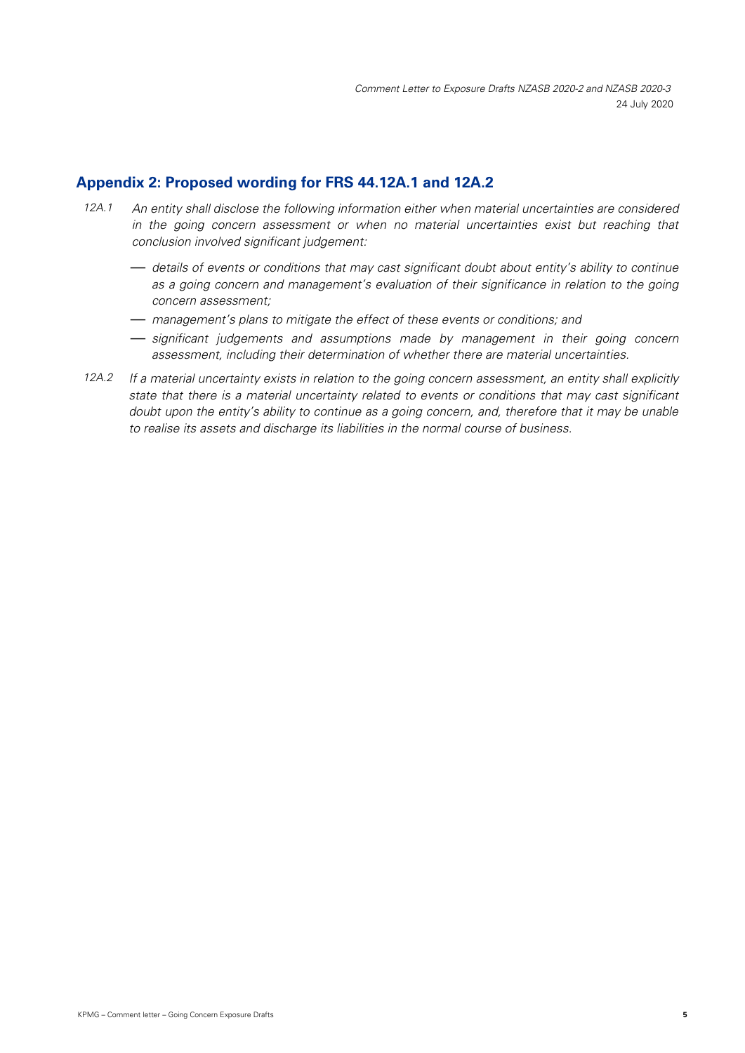## Appendix 2: Proposed wording for FRS 44.12A.1 and 12A.2

*12A.1 An entity shall disclose the following information either when material uncertainties are considered in the going concern assessment or when no material uncertainties exist but reaching that conclusion involved significant judgement:*

- *details of events or conditions that may cast significant doubt about entity's ability to continue as a going concern and management's evaluation of their significance in relation to the going concern assessment;*
- *management's plans to mitigate the effect of these events or conditions; and*
- *significant judgements and assumptions made by management in their going concern assessment, including their determination of whether there are material uncertainties.*

*12A.2 If a material uncertainty exists in relation to the going concern assessment, an entity shall explicitly state that there is a material uncertainty related to events or conditions that may cast significant doubt upon the entity's ability to continue as a going concern, and, therefore that it may be unable to realise its assets and discharge its liabilities in the normal course of business.*